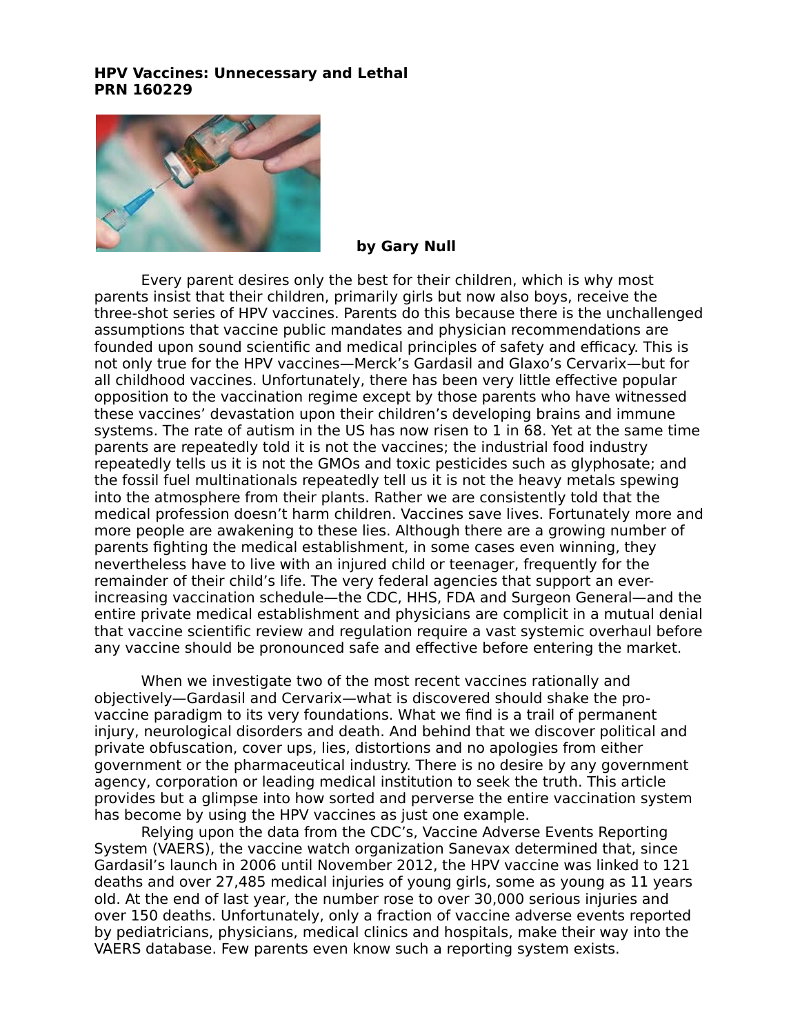**HPV Vaccines: Unnecessary and Lethal**
**PRN 160229**

**by Gary Null**

Every parent desires only the best for their children, which is why most parents insist that their children, primarily girls but now also boys, receive the three-shot series of HPV vaccines. Parents do this because there is the unchallenged assumptions that vaccine public mandates and physician recommendations are founded upon sound scientific and medical principles of safety and efficacy. This is not only true for the HPV vaccines—Merck's Gardasil and Glaxo's Cervarix—but for all childhood vaccines. Unfortunately, there has been very little effective popular opposition to the vaccination regime except by those parents who have witnessed these vaccines' devastation upon their children's developing brains and immune systems. The rate of autism in the US has now risen to 1 in 68. Yet at the same time parents are repeatedly told it is not the vaccines; the industrial food industry repeatedly tells us it is not the GMOs and toxic pesticides such as glyphosate; and the fossil fuel multinationals repeatedly tell us it is not the heavy metals spewing into the atmosphere from their plants. Rather we are consistently told that the medical profession doesn't harm children. Vaccines save lives. Fortunately more and more people are awakening to these lies. Although there are a growing number of parents fighting the medical establishment, in some cases even winning, they nevertheless have to live with an injured child or teenager, frequently for the remainder of their child's life. The very federal agencies that support an ever-increasing vaccination schedule—the CDC, HHS, FDA and Surgeon General—and the entire private medical establishment and physicians are complicit in a mutual denial that vaccine scientific review and regulation require a vast systemic overhaul before any vaccine should be pronounced safe and effective before entering the market.

When we investigate two of the most recent vaccines rationally and objectively—Gardasil and Cervarix—what is discovered should shake the pro-vaccine paradigm to its very foundations. What we find is a trail of permanent injury, neurological disorders and death. And behind that we discover political and private obfuscation, cover ups, lies, distortions and no apologies from either government or the pharmaceutical industry. There is no desire by any government agency, corporation or leading medical institution to seek the truth. This article provides but a glimpse into how sorted and perverse the entire vaccination system has become by using the HPV vaccines as just one example.

Relying upon the data from the CDC's, Vaccine Adverse Events Reporting System (VAERS), the vaccine watch organization Sanevax determined that, since Gardasil's launch in 2006 until November 2012, the HPV vaccine was linked to 121 deaths and over 27,485 medical injuries of young girls, some as young as 11 years old. At the end of last year, the number rose to over 30,000 serious injuries and over 150 deaths. Unfortunately, only a fraction of vaccine adverse events reported by pediatricians, physicians, medical clinics and hospitals, make their way into the VAERS database. Few parents even know such a reporting system exists.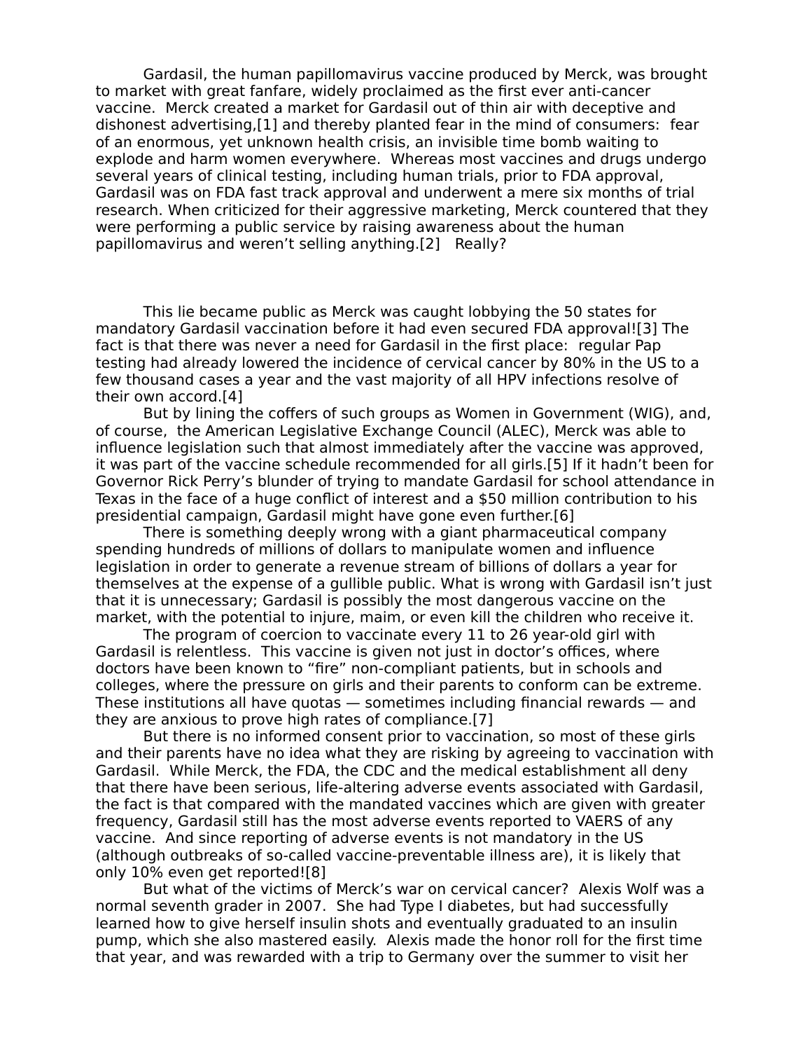Gardasil, the human papillomavirus vaccine produced by Merck, was brought to market with great fanfare, widely proclaimed as the first ever anti-cancer vaccine. Merck created a market for Gardasil out of thin air with deceptive and dishonest advertising,[1] and thereby planted fear in the mind of consumers: fear of an enormous, yet unknown health crisis, an invisible time bomb waiting to explode and harm women everywhere. Whereas most vaccines and drugs undergo several years of clinical testing, including human trials, prior to FDA approval, Gardasil was on FDA fast track approval and underwent a mere six months of trial research. When criticized for their aggressive marketing, Merck countered that they were performing a public service by raising awareness about the human papillomavirus and weren't selling anything.[2] Really?

This lie became public as Merck was caught lobbying the 50 states for mandatory Gardasil vaccination before it had even secured FDA approval![3] The fact is that there was never a need for Gardasil in the first place: regular Pap testing had already lowered the incidence of cervical cancer by 80% in the US to a few thousand cases a year and the vast majority of all HPV infections resolve of their own accord.[4]

But by lining the coffers of such groups as Women in Government (WIG), and, of course, the American Legislative Exchange Council (ALEC), Merck was able to influence legislation such that almost immediately after the vaccine was approved, it was part of the vaccine schedule recommended for all girls.[5] If it hadn't been for Governor Rick Perry's blunder of trying to mandate Gardasil for school attendance in Texas in the face of a huge conflict of interest and a $50 million contribution to his presidential campaign, Gardasil might have gone even further.[6]

There is something deeply wrong with a giant pharmaceutical company spending hundreds of millions of dollars to manipulate women and influence legislation in order to generate a revenue stream of billions of dollars a year for themselves at the expense of a gullible public. What is wrong with Gardasil isn't just that it is unnecessary; Gardasil is possibly the most dangerous vaccine on the market, with the potential to injure, maim, or even kill the children who receive it.

The program of coercion to vaccinate every 11 to 26 year-old girl with Gardasil is relentless. This vaccine is given not just in doctor's offices, where doctors have been known to "fire" non-compliant patients, but in schools and colleges, where the pressure on girls and their parents to conform can be extreme. These institutions all have quotas — sometimes including financial rewards — and they are anxious to prove high rates of compliance.[7]

But there is no informed consent prior to vaccination, so most of these girls and their parents have no idea what they are risking by agreeing to vaccination with Gardasil. While Merck, the FDA, the CDC and the medical establishment all deny that there have been serious, life-altering adverse events associated with Gardasil, the fact is that compared with the mandated vaccines which are given with greater frequency, Gardasil still has the most adverse events reported to VAERS of any vaccine. And since reporting of adverse events is not mandatory in the US (although outbreaks of so-called vaccine-preventable illness are), it is likely that only 10% even get reported![8]

But what of the victims of Merck's war on cervical cancer? Alexis Wolf was a normal seventh grader in 2007. She had Type I diabetes, but had successfully learned how to give herself insulin shots and eventually graduated to an insulin pump, which she also mastered easily. Alexis made the honor roll for the first time that year, and was rewarded with a trip to Germany over the summer to visit her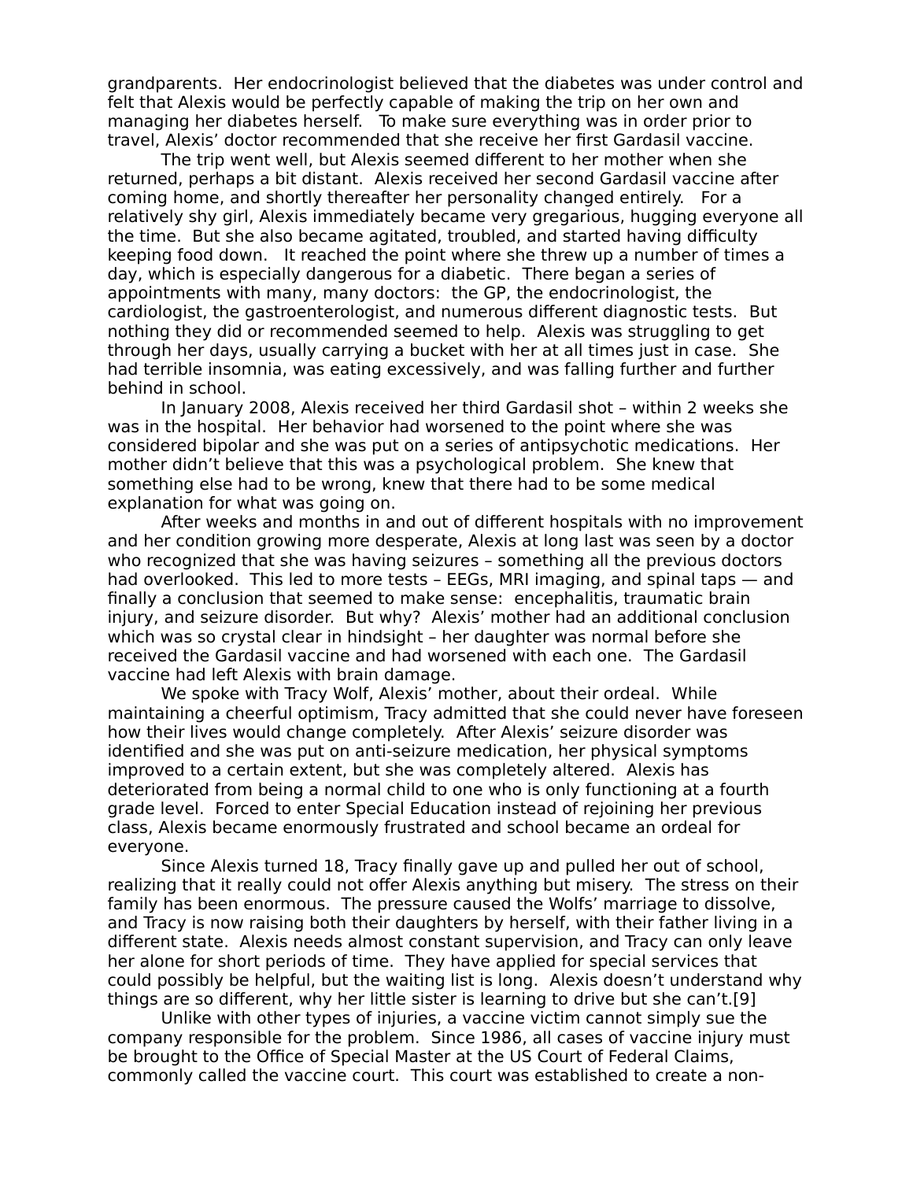grandparents. Her endocrinologist believed that the diabetes was under control and felt that Alexis would be perfectly capable of making the trip on her own and managing her diabetes herself. To make sure everything was in order prior to travel, Alexis' doctor recommended that she receive her first Gardasil vaccine.

The trip went well, but Alexis seemed different to her mother when she returned, perhaps a bit distant. Alexis received her second Gardasil vaccine after coming home, and shortly thereafter her personality changed entirely. For a relatively shy girl, Alexis immediately became very gregarious, hugging everyone all the time. But she also became agitated, troubled, and started having difficulty keeping food down. It reached the point where she threw up a number of times a day, which is especially dangerous for a diabetic. There began a series of appointments with many, many doctors: the GP, the endocrinologist, the cardiologist, the gastroenterologist, and numerous different diagnostic tests. But nothing they did or recommended seemed to help. Alexis was struggling to get through her days, usually carrying a bucket with her at all times just in case. She had terrible insomnia, was eating excessively, and was falling further and further behind in school.

In January 2008, Alexis received her third Gardasil shot – within 2 weeks she was in the hospital. Her behavior had worsened to the point where she was considered bipolar and she was put on a series of antipsychotic medications. Her mother didn't believe that this was a psychological problem. She knew that something else had to be wrong, knew that there had to be some medical explanation for what was going on.

After weeks and months in and out of different hospitals with no improvement and her condition growing more desperate, Alexis at long last was seen by a doctor who recognized that she was having seizures – something all the previous doctors had overlooked. This led to more tests – EEGs, MRI imaging, and spinal taps — and finally a conclusion that seemed to make sense: encephalitis, traumatic brain injury, and seizure disorder. But why? Alexis' mother had an additional conclusion which was so crystal clear in hindsight – her daughter was normal before she received the Gardasil vaccine and had worsened with each one. The Gardasil vaccine had left Alexis with brain damage.

We spoke with Tracy Wolf, Alexis' mother, about their ordeal. While maintaining a cheerful optimism, Tracy admitted that she could never have foreseen how their lives would change completely. After Alexis' seizure disorder was identified and she was put on anti-seizure medication, her physical symptoms improved to a certain extent, but she was completely altered. Alexis has deteriorated from being a normal child to one who is only functioning at a fourth grade level. Forced to enter Special Education instead of rejoining her previous class, Alexis became enormously frustrated and school became an ordeal for everyone.

Since Alexis turned 18, Tracy finally gave up and pulled her out of school, realizing that it really could not offer Alexis anything but misery. The stress on their family has been enormous. The pressure caused the Wolfs' marriage to dissolve, and Tracy is now raising both their daughters by herself, with their father living in a different state. Alexis needs almost constant supervision, and Tracy can only leave her alone for short periods of time. They have applied for special services that could possibly be helpful, but the waiting list is long. Alexis doesn't understand why things are so different, why her little sister is learning to drive but she can't.[9]

Unlike with other types of injuries, a vaccine victim cannot simply sue the company responsible for the problem. Since 1986, all cases of vaccine injury must be brought to the Office of Special Master at the US Court of Federal Claims, commonly called the vaccine court. This court was established to create a non-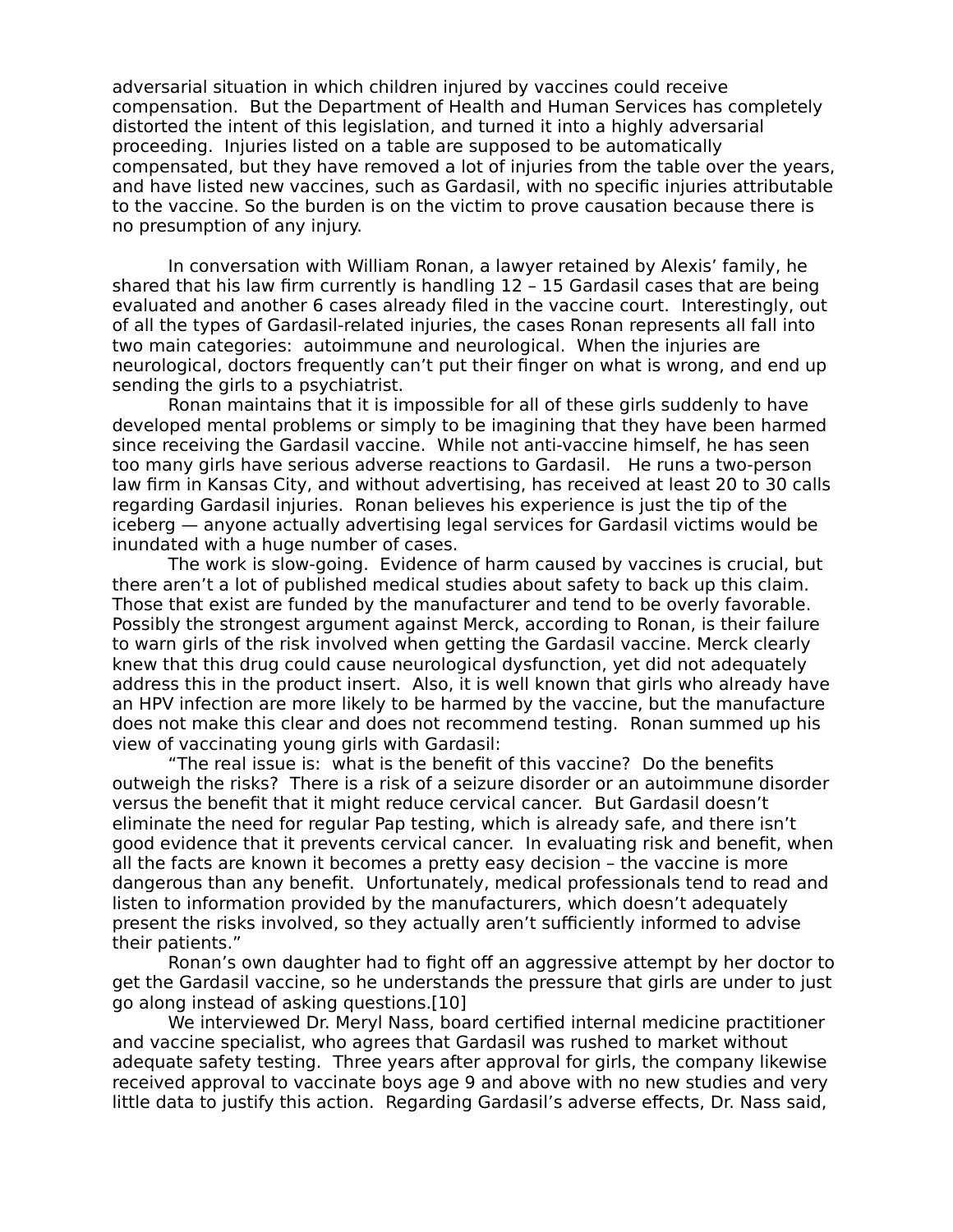adversarial situation in which children injured by vaccines could receive compensation. But the Department of Health and Human Services has completely distorted the intent of this legislation, and turned it into a highly adversarial proceeding. Injuries listed on a table are supposed to be automatically compensated, but they have removed a lot of injuries from the table over the years, and have listed new vaccines, such as Gardasil, with no specific injuries attributable to the vaccine. So the burden is on the victim to prove causation because there is no presumption of any injury.

In conversation with William Ronan, a lawyer retained by Alexis' family, he shared that his law firm currently is handling 12 – 15 Gardasil cases that are being evaluated and another 6 cases already filed in the vaccine court. Interestingly, out of all the types of Gardasil-related injuries, the cases Ronan represents all fall into two main categories: autoimmune and neurological. When the injuries are neurological, doctors frequently can't put their finger on what is wrong, and end up sending the girls to a psychiatrist.

Ronan maintains that it is impossible for all of these girls suddenly to have developed mental problems or simply to be imagining that they have been harmed since receiving the Gardasil vaccine. While not anti-vaccine himself, he has seen too many girls have serious adverse reactions to Gardasil. He runs a two-person law firm in Kansas City, and without advertising, has received at least 20 to 30 calls regarding Gardasil injuries. Ronan believes his experience is just the tip of the iceberg — anyone actually advertising legal services for Gardasil victims would be inundated with a huge number of cases.

The work is slow-going. Evidence of harm caused by vaccines is crucial, but there aren't a lot of published medical studies about safety to back up this claim. Those that exist are funded by the manufacturer and tend to be overly favorable. Possibly the strongest argument against Merck, according to Ronan, is their failure to warn girls of the risk involved when getting the Gardasil vaccine. Merck clearly knew that this drug could cause neurological dysfunction, yet did not adequately address this in the product insert. Also, it is well known that girls who already have an HPV infection are more likely to be harmed by the vaccine, but the manufacture does not make this clear and does not recommend testing. Ronan summed up his view of vaccinating young girls with Gardasil:

"The real issue is: what is the benefit of this vaccine? Do the benefits outweigh the risks? There is a risk of a seizure disorder or an autoimmune disorder versus the benefit that it might reduce cervical cancer. But Gardasil doesn't eliminate the need for regular Pap testing, which is already safe, and there isn't good evidence that it prevents cervical cancer. In evaluating risk and benefit, when all the facts are known it becomes a pretty easy decision – the vaccine is more dangerous than any benefit. Unfortunately, medical professionals tend to read and listen to information provided by the manufacturers, which doesn't adequately present the risks involved, so they actually aren't sufficiently informed to advise their patients."

Ronan's own daughter had to fight off an aggressive attempt by her doctor to get the Gardasil vaccine, so he understands the pressure that girls are under to just go along instead of asking questions.[10]

We interviewed Dr. Meryl Nass, board certified internal medicine practitioner and vaccine safety specialist, who agrees that Gardasil was rushed to market without adequate safety testing. Three years after approval for girls, the company likewise received approval to vaccinate boys age 9 and above with no new studies and very little data to justify this action. Regarding Gardasil's adverse effects, Dr. Nass said,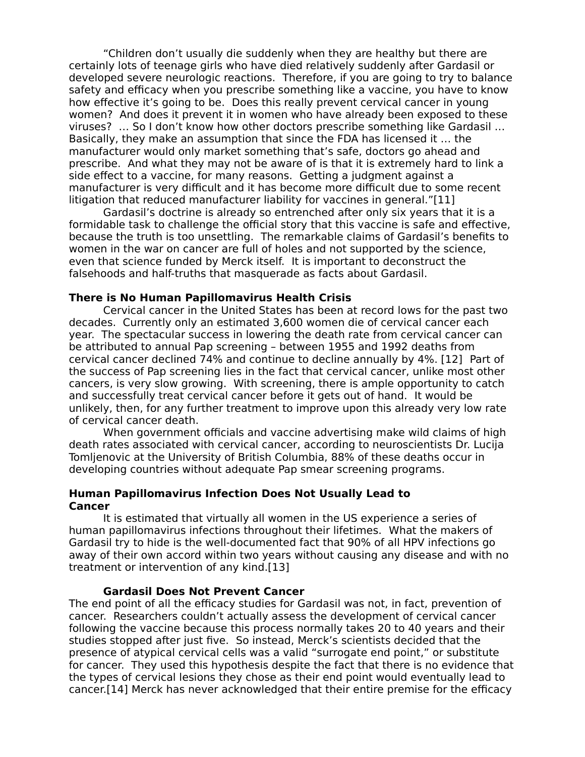"Children don't usually die suddenly when they are healthy but there are certainly lots of teenage girls who have died relatively suddenly after Gardasil or developed severe neurologic reactions. Therefore, if you are going to try to balance safety and efficacy when you prescribe something like a vaccine, you have to know how effective it's going to be. Does this really prevent cervical cancer in young women? And does it prevent it in women who have already been exposed to these viruses? … So I don't know how other doctors prescribe something like Gardasil … Basically, they make an assumption that since the FDA has licensed it … the manufacturer would only market something that's safe, doctors go ahead and prescribe. And what they may not be aware of is that it is extremely hard to link a side effect to a vaccine, for many reasons. Getting a judgment against a manufacturer is very difficult and it has become more difficult due to some recent litigation that reduced manufacturer liability for vaccines in general."[11]

Gardasil's doctrine is already so entrenched after only six years that it is a formidable task to challenge the official story that this vaccine is safe and effective, because the truth is too unsettling. The remarkable claims of Gardasil's benefits to women in the war on cancer are full of holes and not supported by the science, even that science funded by Merck itself. It is important to deconstruct the falsehoods and half-truths that masquerade as facts about Gardasil.

**There is No Human Papillomavirus Health Crisis**

Cervical cancer in the United States has been at record lows for the past two decades. Currently only an estimated 3,600 women die of cervical cancer each year. The spectacular success in lowering the death rate from cervical cancer can be attributed to annual Pap screening – between 1955 and 1992 deaths from cervical cancer declined 74% and continue to decline annually by 4%. [12] Part of the success of Pap screening lies in the fact that cervical cancer, unlike most other cancers, is very slow growing. With screening, there is ample opportunity to catch and successfully treat cervical cancer before it gets out of hand. It would be unlikely, then, for any further treatment to improve upon this already very low rate of cervical cancer death.

When government officials and vaccine advertising make wild claims of high death rates associated with cervical cancer, according to neuroscientists Dr. Lucija Tomljenovic at the University of British Columbia, 88% of these deaths occur in developing countries without adequate Pap smear screening programs.

**Human Papillomavirus Infection Does Not Usually Lead to Cancer**

It is estimated that virtually all women in the US experience a series of human papillomavirus infections throughout their lifetimes. What the makers of Gardasil try to hide is the well-documented fact that 90% of all HPV infections go away of their own accord within two years without causing any disease and with no treatment or intervention of any kind.[13]

**Gardasil Does Not Prevent Cancer**

The end point of all the efficacy studies for Gardasil was not, in fact, prevention of cancer. Researchers couldn't actually assess the development of cervical cancer following the vaccine because this process normally takes 20 to 40 years and their studies stopped after just five. So instead, Merck's scientists decided that the presence of atypical cervical cells was a valid "surrogate end point," or substitute for cancer. They used this hypothesis despite the fact that there is no evidence that the types of cervical lesions they chose as their end point would eventually lead to cancer.[14] Merck has never acknowledged that their entire premise for the efficacy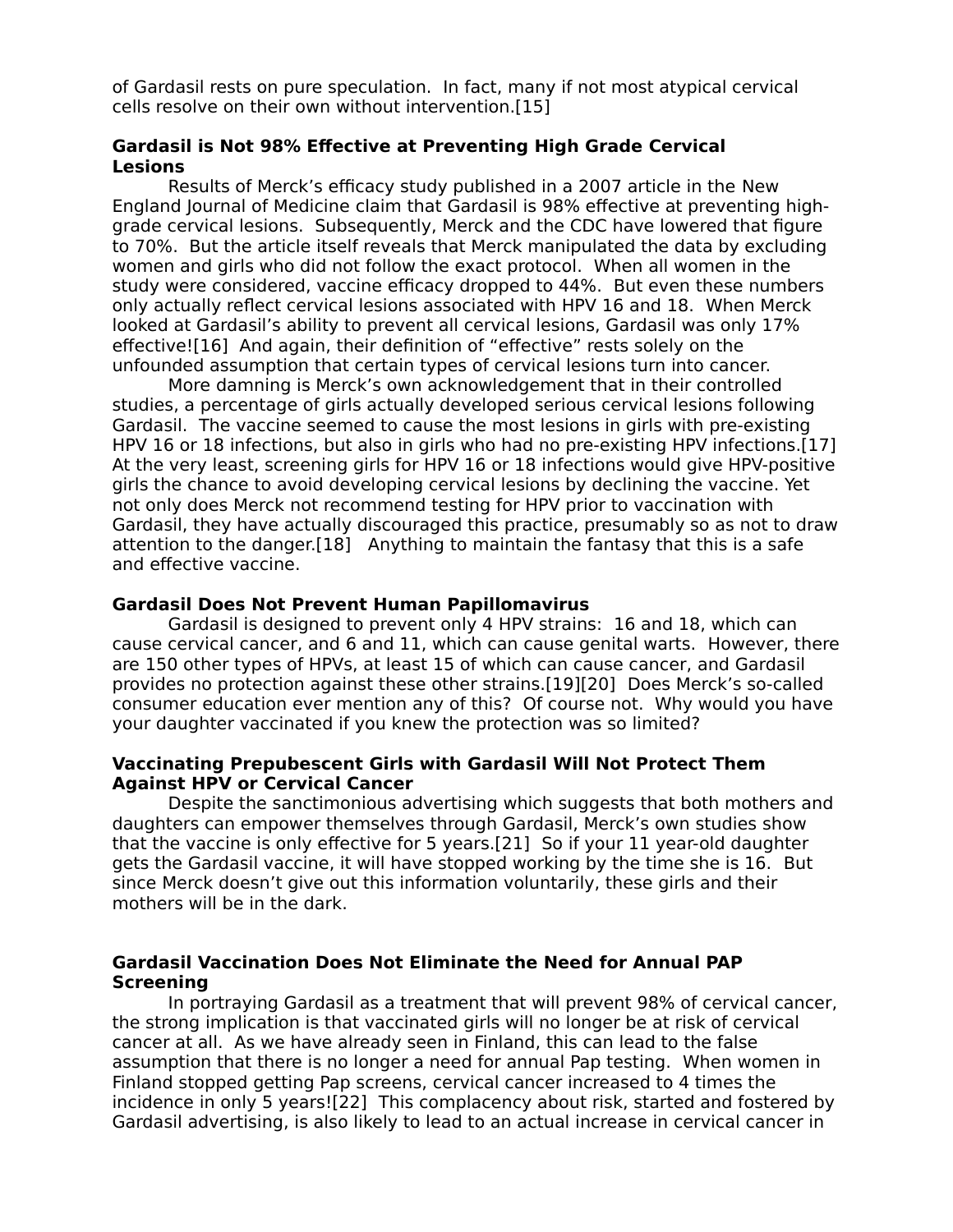of Gardasil rests on pure speculation. In fact, many if not most atypical cervical cells resolve on their own without intervention.[15]

### Gardasil is Not 98% Effective at Preventing High Grade Cervical Lesions

Results of Merck's efficacy study published in a 2007 article in the New England Journal of Medicine claim that Gardasil is 98% effective at preventing high-grade cervical lesions. Subsequently, Merck and the CDC have lowered that figure to 70%. But the article itself reveals that Merck manipulated the data by excluding women and girls who did not follow the exact protocol. When all women in the study were considered, vaccine efficacy dropped to 44%. But even these numbers only actually reflect cervical lesions associated with HPV 16 and 18. When Merck looked at Gardasil's ability to prevent all cervical lesions, Gardasil was only 17% effective![16] And again, their definition of "effective" rests solely on the unfounded assumption that certain types of cervical lesions turn into cancer.

More damning is Merck's own acknowledgement that in their controlled studies, a percentage of girls actually developed serious cervical lesions following Gardasil. The vaccine seemed to cause the most lesions in girls with pre-existing HPV 16 or 18 infections, but also in girls who had no pre-existing HPV infections.[17] At the very least, screening girls for HPV 16 or 18 infections would give HPV-positive girls the chance to avoid developing cervical lesions by declining the vaccine. Yet not only does Merck not recommend testing for HPV prior to vaccination with Gardasil, they have actually discouraged this practice, presumably so as not to draw attention to the danger.[18] Anything to maintain the fantasy that this is a safe and effective vaccine.

### Gardasil Does Not Prevent Human Papillomavirus

Gardasil is designed to prevent only 4 HPV strains: 16 and 18, which can cause cervical cancer, and 6 and 11, which can cause genital warts. However, there are 150 other types of HPVs, at least 15 of which can cause cancer, and Gardasil provides no protection against these other strains.[19][20] Does Merck's so-called consumer education ever mention any of this? Of course not. Why would you have your daughter vaccinated if you knew the protection was so limited?

### Vaccinating Prepubescent Girls with Gardasil Will Not Protect Them Against HPV or Cervical Cancer

Despite the sanctimonious advertising which suggests that both mothers and daughters can empower themselves through Gardasil, Merck's own studies show that the vaccine is only effective for 5 years.[21] So if your 11 year-old daughter gets the Gardasil vaccine, it will have stopped working by the time she is 16. But since Merck doesn't give out this information voluntarily, these girls and their mothers will be in the dark.

### Gardasil Vaccination Does Not Eliminate the Need for Annual PAP Screening

In portraying Gardasil as a treatment that will prevent 98% of cervical cancer, the strong implication is that vaccinated girls will no longer be at risk of cervical cancer at all. As we have already seen in Finland, this can lead to the false assumption that there is no longer a need for annual Pap testing. When women in Finland stopped getting Pap screens, cervical cancer increased to 4 times the incidence in only 5 years![22] This complacency about risk, started and fostered by Gardasil advertising, is also likely to lead to an actual increase in cervical cancer in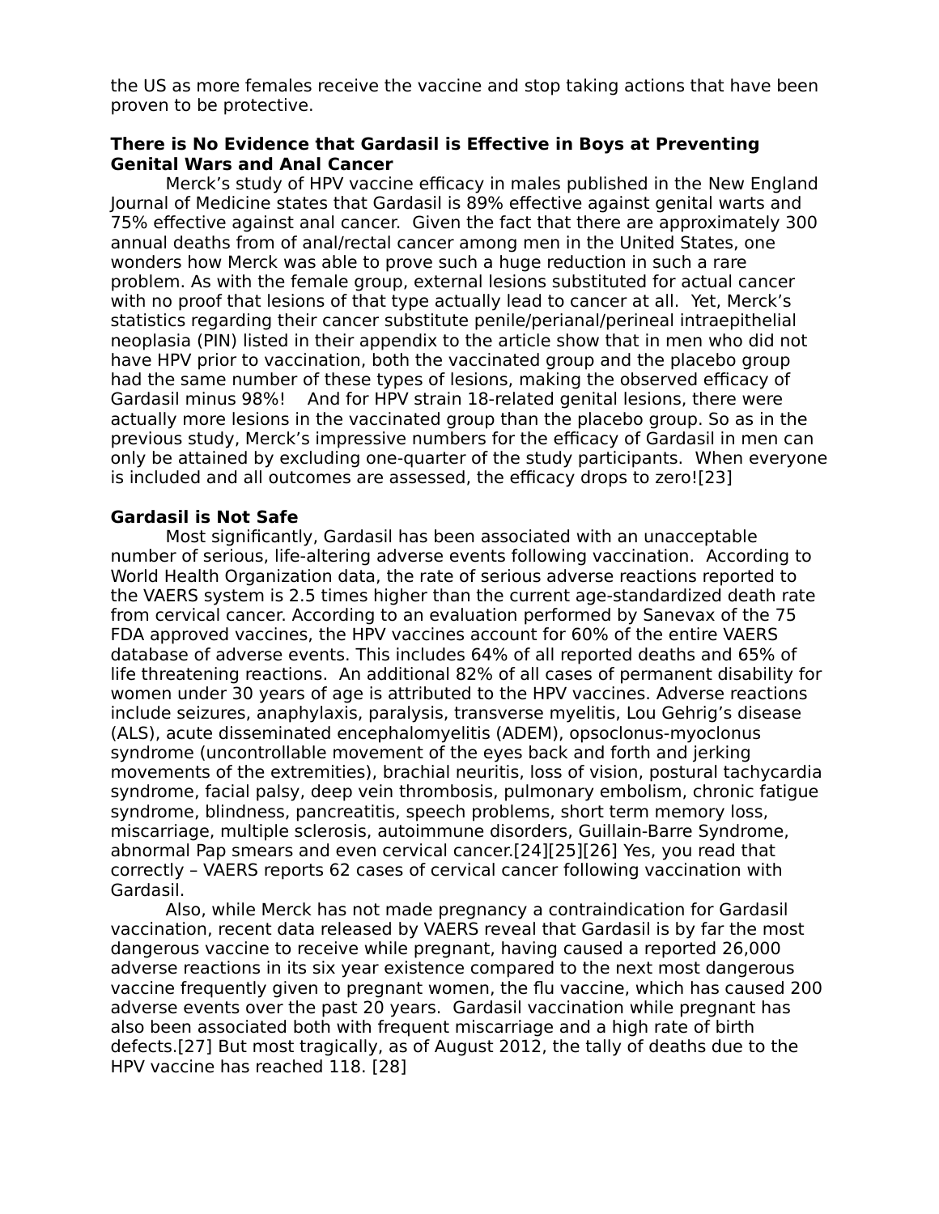the US as more females receive the vaccine and stop taking actions that have been proven to be protective.

**There is No Evidence that Gardasil is Effective in Boys at Preventing Genital Wars and Anal Cancer**

Merck's study of HPV vaccine efficacy in males published in the New England Journal of Medicine states that Gardasil is 89% effective against genital warts and 75% effective against anal cancer. Given the fact that there are approximately 300 annual deaths from of anal/rectal cancer among men in the United States, one wonders how Merck was able to prove such a huge reduction in such a rare problem. As with the female group, external lesions substituted for actual cancer with no proof that lesions of that type actually lead to cancer at all. Yet, Merck's statistics regarding their cancer substitute penile/perianal/perineal intraepithelial neoplasia (PIN) listed in their appendix to the article show that in men who did not have HPV prior to vaccination, both the vaccinated group and the placebo group had the same number of these types of lesions, making the observed efficacy of Gardasil minus 98%! And for HPV strain 18-related genital lesions, there were actually more lesions in the vaccinated group than the placebo group. So as in the previous study, Merck's impressive numbers for the efficacy of Gardasil in men can only be attained by excluding one-quarter of the study participants. When everyone is included and all outcomes are assessed, the efficacy drops to zero![23]

**Gardasil is Not Safe**

Most significantly, Gardasil has been associated with an unacceptable number of serious, life-altering adverse events following vaccination. According to World Health Organization data, the rate of serious adverse reactions reported to the VAERS system is 2.5 times higher than the current age-standardized death rate from cervical cancer. According to an evaluation performed by Sanevax of the 75 FDA approved vaccines, the HPV vaccines account for 60% of the entire VAERS database of adverse events. This includes 64% of all reported deaths and 65% of life threatening reactions. An additional 82% of all cases of permanent disability for women under 30 years of age is attributed to the HPV vaccines. Adverse reactions include seizures, anaphylaxis, paralysis, transverse myelitis, Lou Gehrig's disease (ALS), acute disseminated encephalomyelitis (ADEM), opsoclonus-myoclonus syndrome (uncontrollable movement of the eyes back and forth and jerking movements of the extremities), brachial neuritis, loss of vision, postural tachycardia syndrome, facial palsy, deep vein thrombosis, pulmonary embolism, chronic fatigue syndrome, blindness, pancreatitis, speech problems, short term memory loss, miscarriage, multiple sclerosis, autoimmune disorders, Guillain-Barre Syndrome, abnormal Pap smears and even cervical cancer.[24][25][26] Yes, you read that correctly – VAERS reports 62 cases of cervical cancer following vaccination with Gardasil.

Also, while Merck has not made pregnancy a contraindication for Gardasil vaccination, recent data released by VAERS reveal that Gardasil is by far the most dangerous vaccine to receive while pregnant, having caused a reported 26,000 adverse reactions in its six year existence compared to the next most dangerous vaccine frequently given to pregnant women, the flu vaccine, which has caused 200 adverse events over the past 20 years. Gardasil vaccination while pregnant has also been associated both with frequent miscarriage and a high rate of birth defects.[27] But most tragically, as of August 2012, the tally of deaths due to the HPV vaccine has reached 118. [28]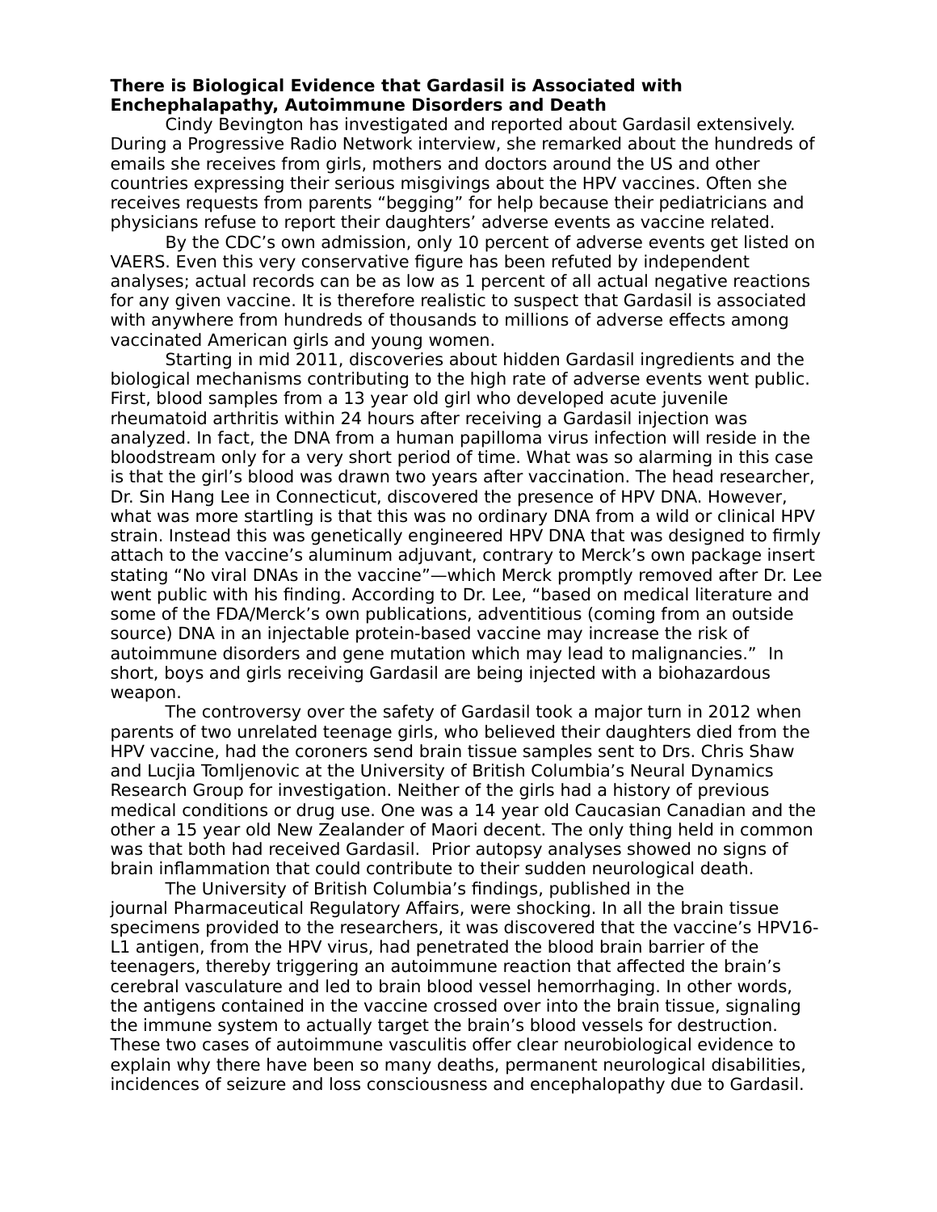**There is Biological Evidence that Gardasil is Associated with Enchephalapathy, Autoimmune Disorders and Death**

Cindy Bevington has investigated and reported about Gardasil extensively. During a Progressive Radio Network interview, she remarked about the hundreds of emails she receives from girls, mothers and doctors around the US and other countries expressing their serious misgivings about the HPV vaccines. Often she receives requests from parents "begging" for help because their pediatricians and physicians refuse to report their daughters' adverse events as vaccine related.

By the CDC's own admission, only 10 percent of adverse events get listed on VAERS. Even this very conservative figure has been refuted by independent analyses; actual records can be as low as 1 percent of all actual negative reactions for any given vaccine. It is therefore realistic to suspect that Gardasil is associated with anywhere from hundreds of thousands to millions of adverse effects among vaccinated American girls and young women.

Starting in mid 2011, discoveries about hidden Gardasil ingredients and the biological mechanisms contributing to the high rate of adverse events went public. First, blood samples from a 13 year old girl who developed acute juvenile rheumatoid arthritis within 24 hours after receiving a Gardasil injection was analyzed. In fact, the DNA from a human papilloma virus infection will reside in the bloodstream only for a very short period of time. What was so alarming in this case is that the girl's blood was drawn two years after vaccination. The head researcher, Dr. Sin Hang Lee in Connecticut, discovered the presence of HPV DNA. However, what was more startling is that this was no ordinary DNA from a wild or clinical HPV strain. Instead this was genetically engineered HPV DNA that was designed to firmly attach to the vaccine's aluminum adjuvant, contrary to Merck's own package insert stating "No viral DNAs in the vaccine"—which Merck promptly removed after Dr. Lee went public with his finding. According to Dr. Lee, "based on medical literature and some of the FDA/Merck's own publications, adventitious (coming from an outside source) DNA in an injectable protein-based vaccine may increase the risk of autoimmune disorders and gene mutation which may lead to malignancies." In short, boys and girls receiving Gardasil are being injected with a biohazardous weapon.

The controversy over the safety of Gardasil took a major turn in 2012 when parents of two unrelated teenage girls, who believed their daughters died from the HPV vaccine, had the coroners send brain tissue samples sent to Drs. Chris Shaw and Lucjia Tomljenovic at the University of British Columbia's Neural Dynamics Research Group for investigation. Neither of the girls had a history of previous medical conditions or drug use. One was a 14 year old Caucasian Canadian and the other a 15 year old New Zealander of Maori decent. The only thing held in common was that both had received Gardasil. Prior autopsy analyses showed no signs of brain inflammation that could contribute to their sudden neurological death.

The University of British Columbia's findings, published in the journal Pharmaceutical Regulatory Affairs, were shocking. In all the brain tissue specimens provided to the researchers, it was discovered that the vaccine's HPV16-L1 antigen, from the HPV virus, had penetrated the blood brain barrier of the teenagers, thereby triggering an autoimmune reaction that affected the brain's cerebral vasculature and led to brain blood vessel hemorrhaging. In other words, the antigens contained in the vaccine crossed over into the brain tissue, signaling the immune system to actually target the brain's blood vessels for destruction. These two cases of autoimmune vasculitis offer clear neurobiological evidence to explain why there have been so many deaths, permanent neurological disabilities, incidences of seizure and loss consciousness and encephalopathy due to Gardasil.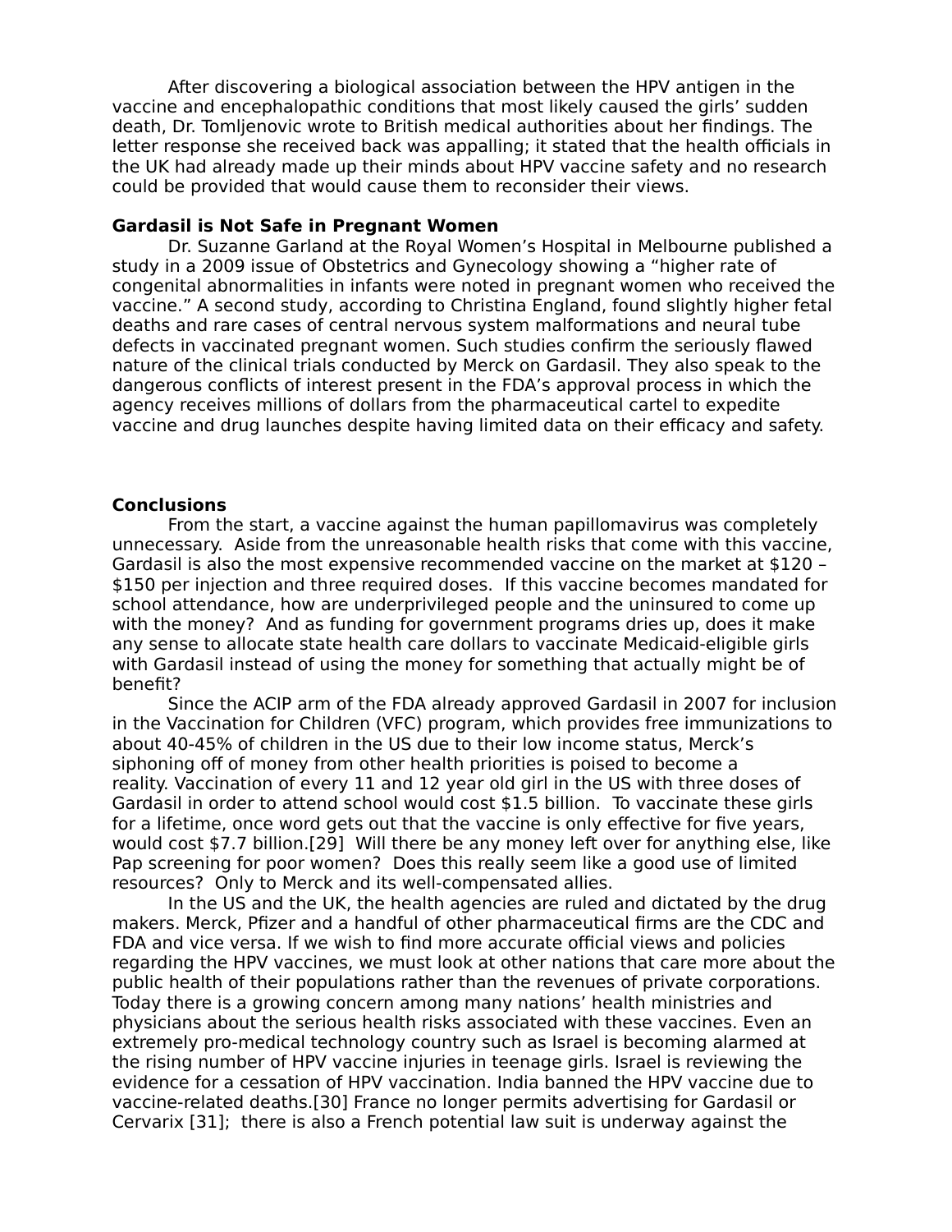After discovering a biological association between the HPV antigen in the vaccine and encephalopathic conditions that most likely caused the girls' sudden death, Dr. Tomljenovic wrote to British medical authorities about her findings. The letter response she received back was appalling; it stated that the health officials in the UK had already made up their minds about HPV vaccine safety and no research could be provided that would cause them to reconsider their views.

**Gardasil is Not Safe in Pregnant Women**

Dr. Suzanne Garland at the Royal Women's Hospital in Melbourne published a study in a 2009 issue of Obstetrics and Gynecology showing a "higher rate of congenital abnormalities in infants were noted in pregnant women who received the vaccine." A second study, according to Christina England, found slightly higher fetal deaths and rare cases of central nervous system malformations and neural tube defects in vaccinated pregnant women. Such studies confirm the seriously flawed nature of the clinical trials conducted by Merck on Gardasil. They also speak to the dangerous conflicts of interest present in the FDA's approval process in which the agency receives millions of dollars from the pharmaceutical cartel to expedite vaccine and drug launches despite having limited data on their efficacy and safety.

**Conclusions**

From the start, a vaccine against the human papillomavirus was completely unnecessary. Aside from the unreasonable health risks that come with this vaccine, Gardasil is also the most expensive recommended vaccine on the market at $120 – $150 per injection and three required doses. If this vaccine becomes mandated for school attendance, how are underprivileged people and the uninsured to come up with the money? And as funding for government programs dries up, does it make any sense to allocate state health care dollars to vaccinate Medicaid-eligible girls with Gardasil instead of using the money for something that actually might be of benefit?

Since the ACIP arm of the FDA already approved Gardasil in 2007 for inclusion in the Vaccination for Children (VFC) program, which provides free immunizations to about 40-45% of children in the US due to their low income status, Merck's siphoning off of money from other health priorities is poised to become a reality. Vaccination of every 11 and 12 year old girl in the US with three doses of Gardasil in order to attend school would cost $1.5 billion. To vaccinate these girls for a lifetime, once word gets out that the vaccine is only effective for five years, would cost $7.7 billion.[29] Will there be any money left over for anything else, like Pap screening for poor women? Does this really seem like a good use of limited resources? Only to Merck and its well-compensated allies.

In the US and the UK, the health agencies are ruled and dictated by the drug makers. Merck, Pfizer and a handful of other pharmaceutical firms are the CDC and FDA and vice versa. If we wish to find more accurate official views and policies regarding the HPV vaccines, we must look at other nations that care more about the public health of their populations rather than the revenues of private corporations. Today there is a growing concern among many nations' health ministries and physicians about the serious health risks associated with these vaccines. Even an extremely pro-medical technology country such as Israel is becoming alarmed at the rising number of HPV vaccine injuries in teenage girls. Israel is reviewing the evidence for a cessation of HPV vaccination. India banned the HPV vaccine due to vaccine-related deaths.[30] France no longer permits advertising for Gardasil or Cervarix [31]; there is also a French potential law suit is underway against the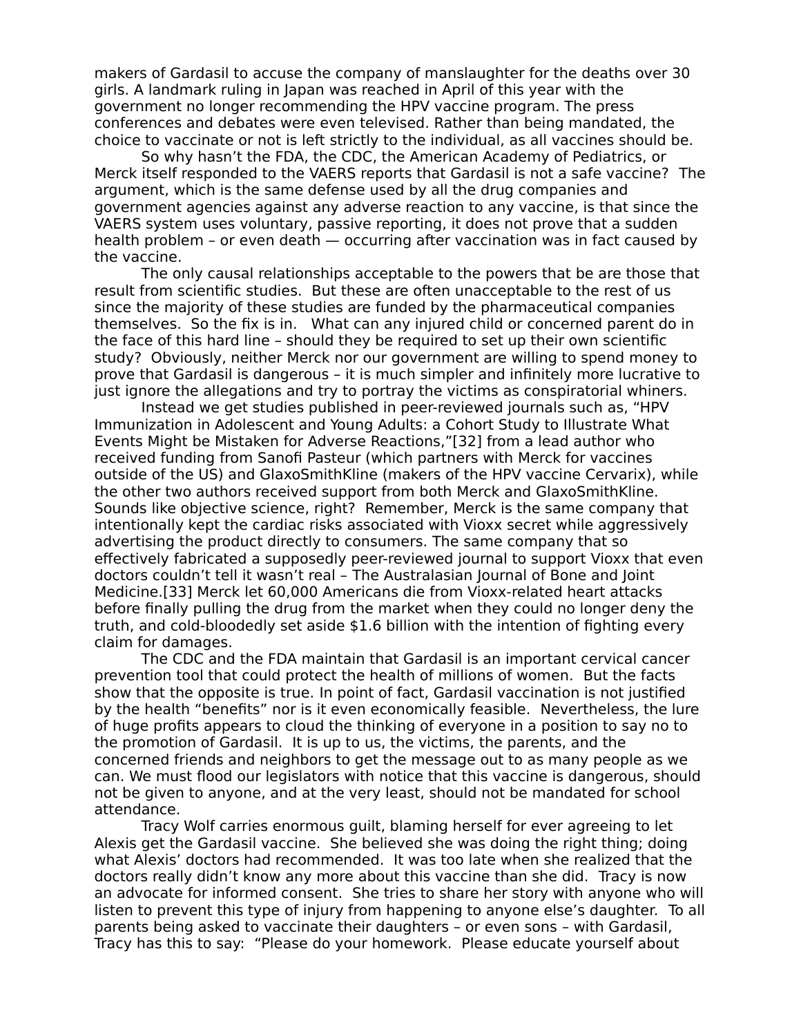makers of Gardasil to accuse the company of manslaughter for the deaths over 30 girls. A landmark ruling in Japan was reached in April of this year with the government no longer recommending the HPV vaccine program. The press conferences and debates were even televised. Rather than being mandated, the choice to vaccinate or not is left strictly to the individual, as all vaccines should be.

So why hasn't the FDA, the CDC, the American Academy of Pediatrics, or Merck itself responded to the VAERS reports that Gardasil is not a safe vaccine? The argument, which is the same defense used by all the drug companies and government agencies against any adverse reaction to any vaccine, is that since the VAERS system uses voluntary, passive reporting, it does not prove that a sudden health problem – or even death — occurring after vaccination was in fact caused by the vaccine.

The only causal relationships acceptable to the powers that be are those that result from scientific studies. But these are often unacceptable to the rest of us since the majority of these studies are funded by the pharmaceutical companies themselves. So the fix is in. What can any injured child or concerned parent do in the face of this hard line – should they be required to set up their own scientific study? Obviously, neither Merck nor our government are willing to spend money to prove that Gardasil is dangerous – it is much simpler and infinitely more lucrative to just ignore the allegations and try to portray the victims as conspiratorial whiners.

Instead we get studies published in peer-reviewed journals such as, "HPV Immunization in Adolescent and Young Adults: a Cohort Study to Illustrate What Events Might be Mistaken for Adverse Reactions,"[32] from a lead author who received funding from Sanofi Pasteur (which partners with Merck for vaccines outside of the US) and GlaxoSmithKline (makers of the HPV vaccine Cervarix), while the other two authors received support from both Merck and GlaxoSmithKline. Sounds like objective science, right? Remember, Merck is the same company that intentionally kept the cardiac risks associated with Vioxx secret while aggressively advertising the product directly to consumers. The same company that so effectively fabricated a supposedly peer-reviewed journal to support Vioxx that even doctors couldn't tell it wasn't real – The Australasian Journal of Bone and Joint Medicine.[33] Merck let 60,000 Americans die from Vioxx-related heart attacks before finally pulling the drug from the market when they could no longer deny the truth, and cold-bloodedly set aside $1.6 billion with the intention of fighting every claim for damages.

The CDC and the FDA maintain that Gardasil is an important cervical cancer prevention tool that could protect the health of millions of women. But the facts show that the opposite is true. In point of fact, Gardasil vaccination is not justified by the health "benefits" nor is it even economically feasible. Nevertheless, the lure of huge profits appears to cloud the thinking of everyone in a position to say no to the promotion of Gardasil. It is up to us, the victims, the parents, and the concerned friends and neighbors to get the message out to as many people as we can. We must flood our legislators with notice that this vaccine is dangerous, should not be given to anyone, and at the very least, should not be mandated for school attendance.

Tracy Wolf carries enormous guilt, blaming herself for ever agreeing to let Alexis get the Gardasil vaccine. She believed she was doing the right thing; doing what Alexis' doctors had recommended. It was too late when she realized that the doctors really didn't know any more about this vaccine than she did. Tracy is now an advocate for informed consent. She tries to share her story with anyone who will listen to prevent this type of injury from happening to anyone else's daughter. To all parents being asked to vaccinate their daughters – or even sons – with Gardasil, Tracy has this to say: "Please do your homework. Please educate yourself about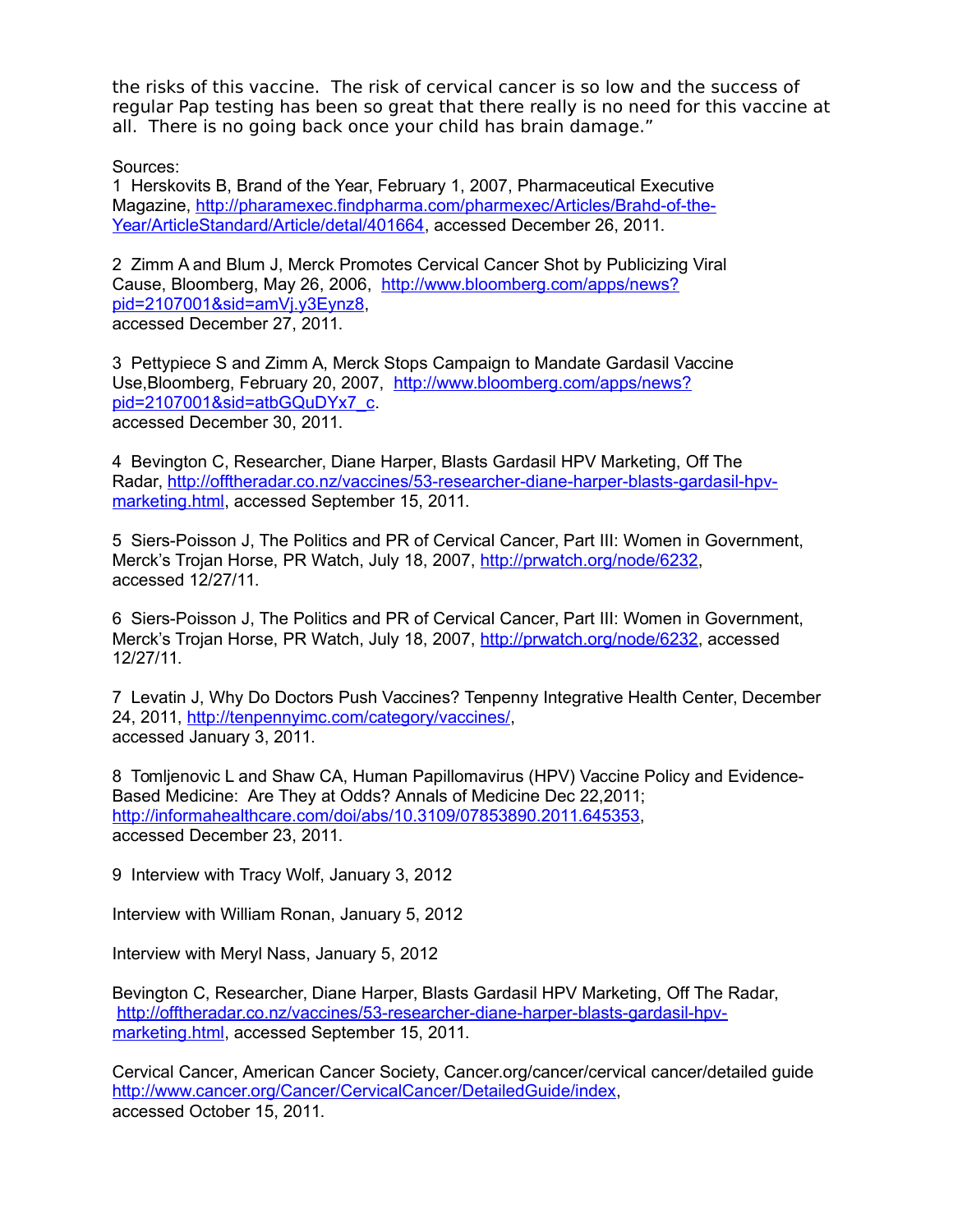the risks of this vaccine. The risk of cervical cancer is so low and the success of regular Pap testing has been so great that there really is no need for this vaccine at all. There is no going back once your child has brain damage."

Sources:

1 Herskovits B, Brand of the Year, February 1, 2007, Pharmaceutical Executive Magazine, http://pharamexec.findpharma.com/pharmexec/Articles/Brahd-of-the-Year/ArticleStandard/Article/detal/401664, accessed December 26, 2011.

2 Zimm A and Blum J, Merck Promotes Cervical Cancer Shot by Publicizing Viral Cause, Bloomberg, May 26, 2006, http://www.bloomberg.com/apps/news?pid=2107001&sid=amVj.y3Eynz8, accessed December 27, 2011.

3 Pettypiece S and Zimm A, Merck Stops Campaign to Mandate Gardasil Vaccine Use,Bloomberg, February 20, 2007, http://www.bloomberg.com/apps/news?pid=2107001&sid=atbGQuDYx7_c. accessed December 30, 2011.

4 Bevington C, Researcher, Diane Harper, Blasts Gardasil HPV Marketing, Off The Radar, http://offtheradar.co.nz/vaccines/53-researcher-diane-harper-blasts-gardasil-hpv-marketing.html, accessed September 15, 2011.

5 Siers-Poisson J, The Politics and PR of Cervical Cancer, Part III: Women in Government, Merck's Trojan Horse, PR Watch, July 18, 2007, http://prwatch.org/node/6232, accessed 12/27/11.

6 Siers-Poisson J, The Politics and PR of Cervical Cancer, Part III: Women in Government, Merck's Trojan Horse, PR Watch, July 18, 2007, http://prwatch.org/node/6232, accessed 12/27/11.

7 Levatin J, Why Do Doctors Push Vaccines? Tenpenny Integrative Health Center, December 24, 2011, http://tenpennyimc.com/category/vaccines/, accessed January 3, 2011.

8 Tomljenovic L and Shaw CA, Human Papillomavirus (HPV) Vaccine Policy and Evidence-Based Medicine: Are They at Odds? Annals of Medicine Dec 22,2011; http://informahealthcare.com/doi/abs/10.3109/07853890.2011.645353, accessed December 23, 2011.

9 Interview with Tracy Wolf, January 3, 2012

Interview with William Ronan, January 5, 2012

Interview with Meryl Nass, January 5, 2012

Bevington C, Researcher, Diane Harper, Blasts Gardasil HPV Marketing, Off The Radar, http://offtheradar.co.nz/vaccines/53-researcher-diane-harper-blasts-gardasil-hpv-marketing.html, accessed September 15, 2011.

Cervical Cancer, American Cancer Society, Cancer.org/cancer/cervical cancer/detailed guide http://www.cancer.org/Cancer/CervicalCancer/DetailedGuide/index, accessed October 15, 2011.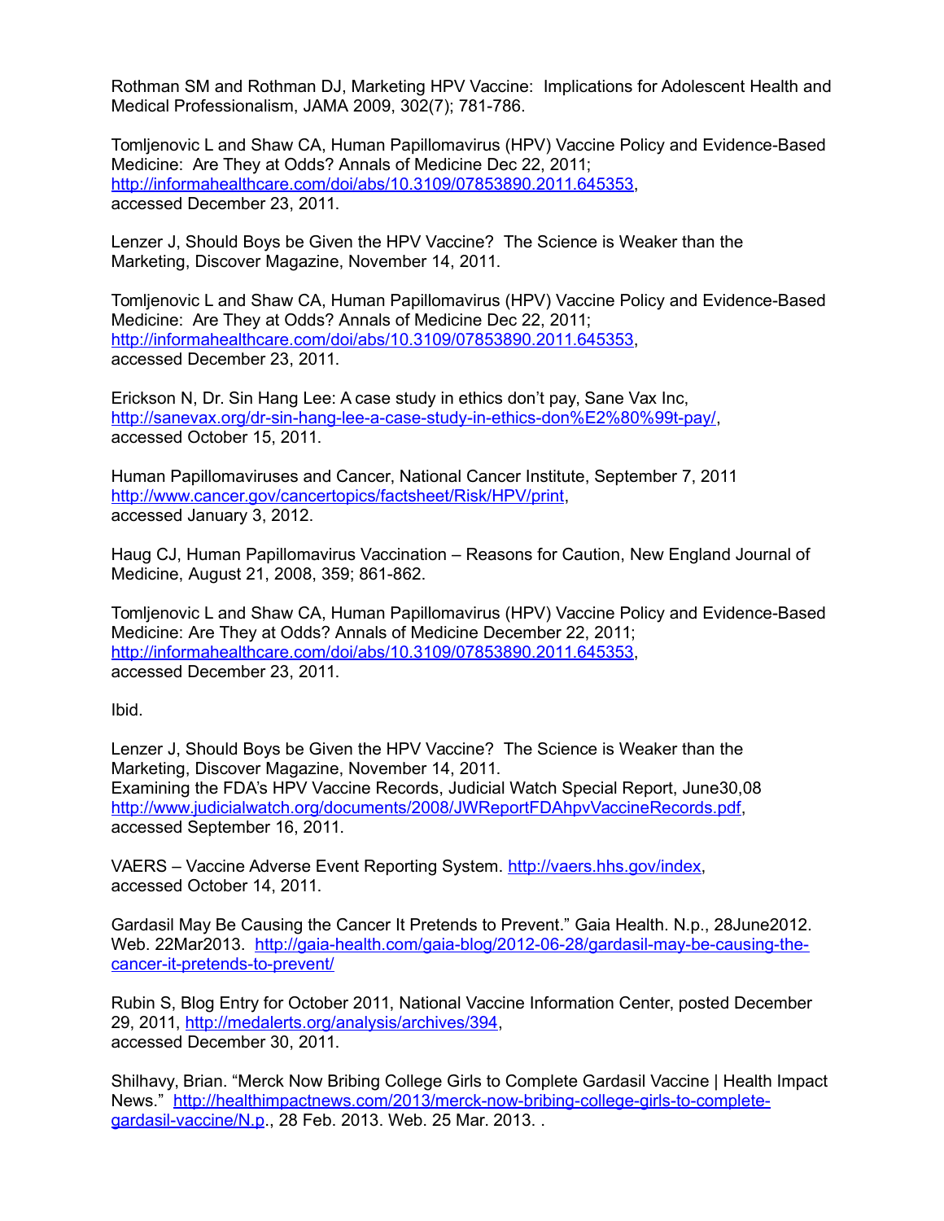Rothman SM and Rothman DJ, Marketing HPV Vaccine: Implications for Adolescent Health and Medical Professionalism, JAMA 2009, 302(7); 781-786.

Tomljenovic L and Shaw CA, Human Papillomavirus (HPV) Vaccine Policy and Evidence-Based Medicine: Are They at Odds? Annals of Medicine Dec 22, 2011; http://informahealthcare.com/doi/abs/10.3109/07853890.2011.645353, accessed December 23, 2011.

Lenzer J, Should Boys be Given the HPV Vaccine? The Science is Weaker than the Marketing, Discover Magazine, November 14, 2011.

Tomljenovic L and Shaw CA, Human Papillomavirus (HPV) Vaccine Policy and Evidence-Based Medicine: Are They at Odds? Annals of Medicine Dec 22, 2011; http://informahealthcare.com/doi/abs/10.3109/07853890.2011.645353, accessed December 23, 2011.

Erickson N, Dr. Sin Hang Lee: A case study in ethics don't pay, Sane Vax Inc, http://sanevax.org/dr-sin-hang-lee-a-case-study-in-ethics-don%E2%80%99t-pay/, accessed October 15, 2011.

Human Papillomaviruses and Cancer, National Cancer Institute, September 7, 2011 http://www.cancer.gov/cancertopics/factsheet/Risk/HPV/print, accessed January 3, 2012.

Haug CJ, Human Papillomavirus Vaccination – Reasons for Caution, New England Journal of Medicine, August 21, 2008, 359; 861-862.

Tomljenovic L and Shaw CA, Human Papillomavirus (HPV) Vaccine Policy and Evidence-Based Medicine: Are They at Odds? Annals of Medicine December 22, 2011; http://informahealthcare.com/doi/abs/10.3109/07853890.2011.645353, accessed December 23, 2011.

Ibid.

Lenzer J, Should Boys be Given the HPV Vaccine? The Science is Weaker than the Marketing, Discover Magazine, November 14, 2011.
Examining the FDA's HPV Vaccine Records, Judicial Watch Special Report, June30,08 http://www.judicialwatch.org/documents/2008/JWReportFDAhpvVaccineRecords.pdf, accessed September 16, 2011.

VAERS – Vaccine Adverse Event Reporting System. http://vaers.hhs.gov/index, accessed October 14, 2011.

Gardasil May Be Causing the Cancer It Pretends to Prevent." Gaia Health. N.p., 28June2012. Web. 22Mar2013. http://gaia-health.com/gaia-blog/2012-06-28/gardasil-may-be-causing-the-cancer-it-pretends-to-prevent/

Rubin S, Blog Entry for October 2011, National Vaccine Information Center, posted December 29, 2011, http://medalerts.org/analysis/archives/394, accessed December 30, 2011.

Shilhavy, Brian. "Merck Now Bribing College Girls to Complete Gardasil Vaccine | Health Impact News." http://healthimpactnews.com/2013/merck-now-bribing-college-girls-to-complete-gardasil-vaccine/N.p., 28 Feb. 2013. Web. 25 Mar. 2013. .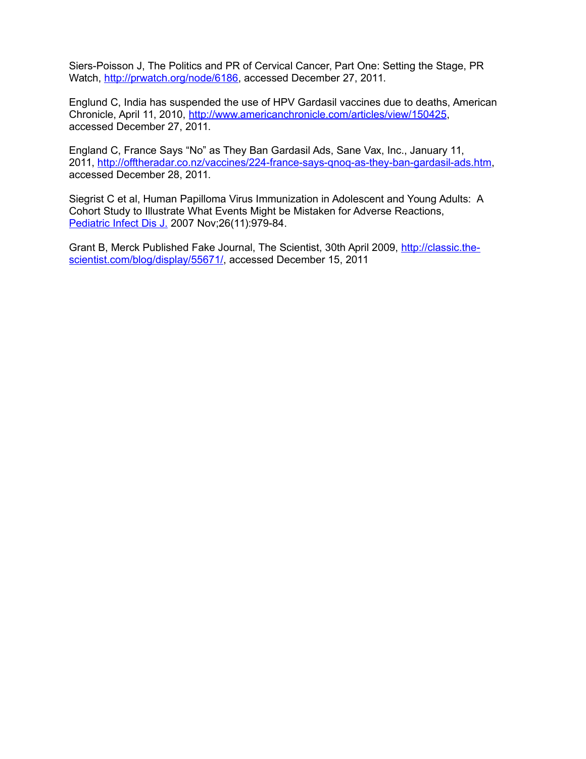Siers-Poisson J, The Politics and PR of Cervical Cancer, Part One: Setting the Stage, PR Watch, http://prwatch.org/node/6186, accessed December 27, 2011.

Englund C, India has suspended the use of HPV Gardasil vaccines due to deaths, American Chronicle, April 11, 2010, http://www.americanchronicle.com/articles/view/150425, accessed December 27, 2011.

England C, France Says "No" as They Ban Gardasil Ads, Sane Vax, Inc., January 11, 2011, http://offtheradar.co.nz/vaccines/224-france-says-qnoq-as-they-ban-gardasil-ads.htm, accessed December 28, 2011.

Siegrist C et al, Human Papilloma Virus Immunization in Adolescent and Young Adults: A Cohort Study to Illustrate What Events Might be Mistaken for Adverse Reactions, Pediatric Infect Dis J. 2007 Nov;26(11):979-84.

Grant B, Merck Published Fake Journal, The Scientist, 30th April 2009, http://classic.the-scientist.com/blog/display/55671/, accessed December 15, 2011